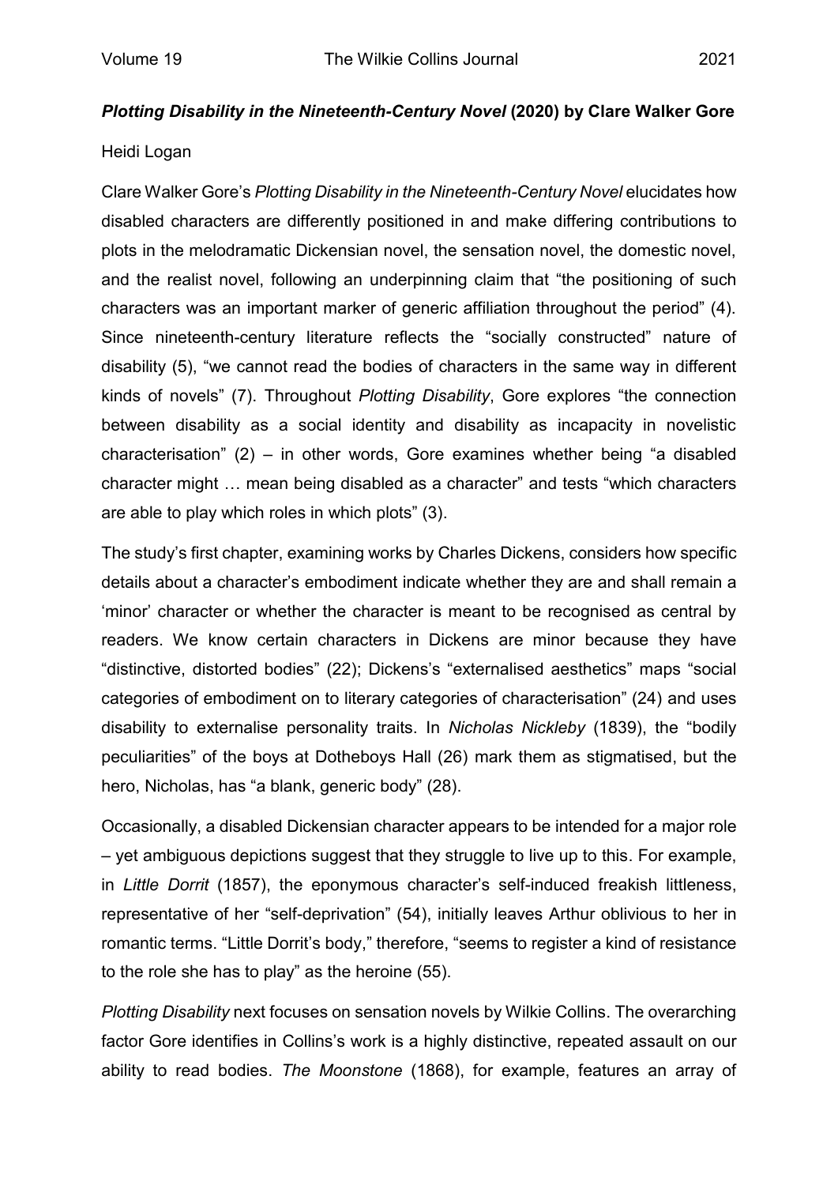## *Plotting Disability in the Nineteenth-Century Novel* (2020) by Clare Walker Gore

Heidi Logan

Clare Walker Gore's *Plotting Disability in the Nineteenth-Century Novel* elucidates how disabled characters are differently positioned in and make differing contributions to plots in the melodramatic Dickensian novel, the sensation novel, the domestic novel, and the realist novel, following an underpinning claim that "the positioning of such characters was an important marker of generic affiliation throughout the period" (4). Since nineteenth-century literature reflects the "socially constructed" nature of disability (5), "we cannot read the bodies of characters in the same way in different kinds of novels" (7). Throughout *Plotting Disability*, Gore explores "the connection between disability as a social identity and disability as incapacity in novelistic characterisation" (2) – in other words, Gore examines whether being "a disabled character might … mean being disabled as a character" and tests "which characters are able to play which roles in which plots" (3).

The study's first chapter, examining works by Charles Dickens, considers how specific details about a character's embodiment indicate whether they are and shall remain a 'minor' character or whether the character is meant to be recognised as central by readers. We know certain characters in Dickens are minor because they have "distinctive, distorted bodies" (22); Dickens's "externalised aesthetics" maps "social categories of embodiment on to literary categories of characterisation" (24) and uses disability to externalise personality traits. In *Nicholas Nickleby* (1839), the "bodily peculiarities" of the boys at Dotheboys Hall (26) mark them as stigmatised, but the hero, Nicholas, has "a blank, generic body" (28).

Occasionally, a disabled Dickensian character appears to be intended for a major role – yet ambiguous depictions suggest that they struggle to live up to this. For example, in *Little Dorrit* (1857), the eponymous character's self-induced freakish littleness, representative of her "self-deprivation" (54), initially leaves Arthur oblivious to her in romantic terms. "Little Dorrit's body," therefore, "seems to register a kind of resistance to the role she has to play" as the heroine (55).

*Plotting Disability* next focuses on sensation novels by Wilkie Collins. The overarching factor Gore identifies in Collins's work is a highly distinctive, repeated assault on our ability to read bodies. *The Moonstone* (1868), for example, features an array of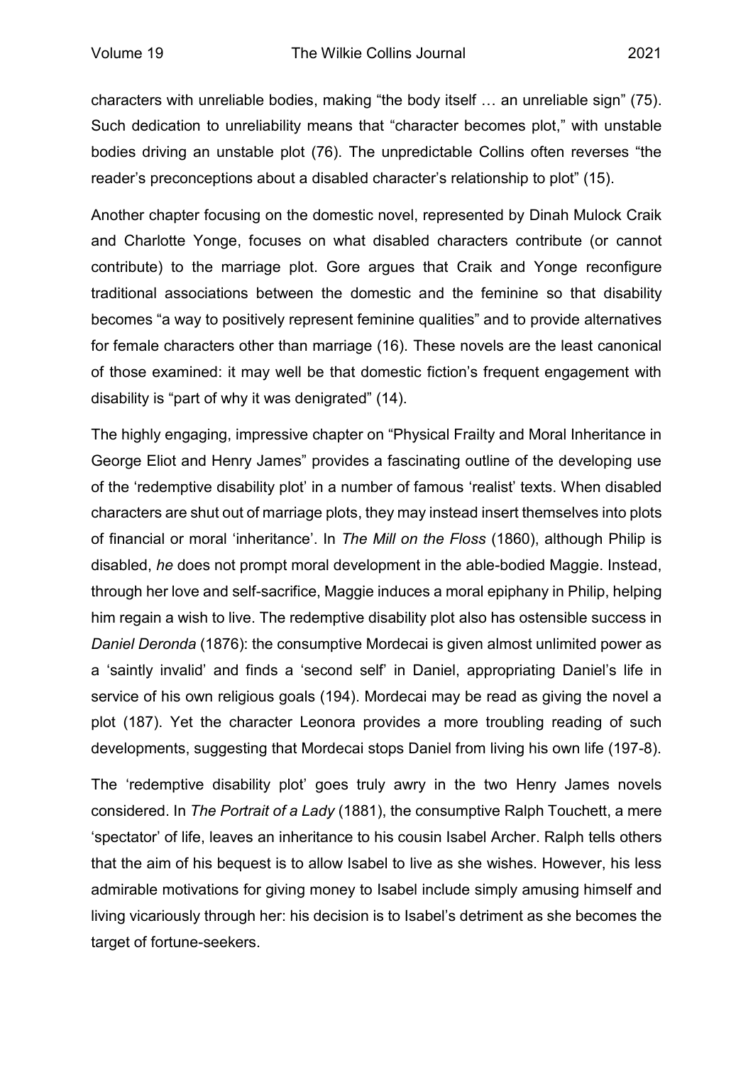characters with unreliable bodies, making "the body itself … an unreliable sign" (75). Such dedication to unreliability means that "character becomes plot," with unstable bodies driving an unstable plot (76). The unpredictable Collins often reverses "the reader's preconceptions about a disabled character's relationship to plot" (15).

Another chapter focusing on the domestic novel, represented by Dinah Mulock Craik and Charlotte Yonge, focuses on what disabled characters contribute (or cannot contribute) to the marriage plot. Gore argues that Craik and Yonge reconfigure traditional associations between the domestic and the feminine so that disability becomes "a way to positively represent feminine qualities" and to provide alternatives for female characters other than marriage (16). These novels are the least canonical of those examined: it may well be that domestic fiction's frequent engagement with disability is "part of why it was denigrated" (14).

The highly engaging, impressive chapter on "Physical Frailty and Moral Inheritance in George Eliot and Henry James" provides a fascinating outline of the developing use of the 'redemptive disability plot' in a number of famous 'realist' texts. When disabled characters are shut out of marriage plots, they may instead insert themselves into plots of financial or moral 'inheritance'. In *The Mill on the Floss* (1860), although Philip is disabled, *he* does not prompt moral development in the able-bodied Maggie. Instead, through her love and self-sacrifice, Maggie induces a moral epiphany in Philip, helping him regain a wish to live. The redemptive disability plot also has ostensible success in *Daniel Deronda* (1876): the consumptive Mordecai is given almost unlimited power as a 'saintly invalid' and finds a 'second self' in Daniel, appropriating Daniel's life in service of his own religious goals (194). Mordecai may be read as giving the novel a plot (187). Yet the character Leonora provides a more troubling reading of such developments, suggesting that Mordecai stops Daniel from living his own life (197-8).

The 'redemptive disability plot' goes truly awry in the two Henry James novels considered. In *The Portrait of a Lady* (1881), the consumptive Ralph Touchett, a mere 'spectator' of life, leaves an inheritance to his cousin Isabel Archer. Ralph tells others that the aim of his bequest is to allow Isabel to live as she wishes. However, his less admirable motivations for giving money to Isabel include simply amusing himself and living vicariously through her: his decision is to Isabel's detriment as she becomes the target of fortune-seekers.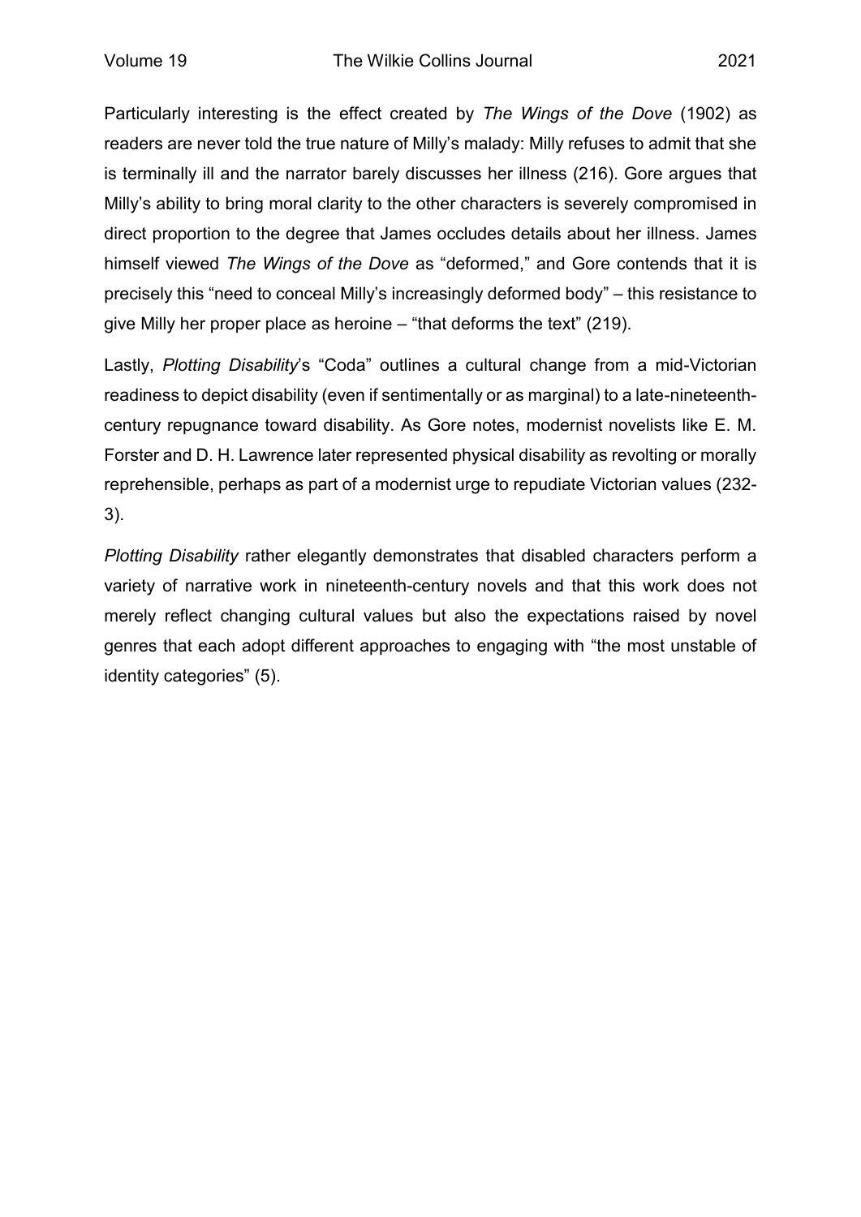Particularly interesting is the effect created by *The Wings of the Dove* (1902) as readers are never told the true nature of Milly's malady: Milly refuses to admit that she is terminally ill and the narrator barely discusses her illness (216). Gore argues that Milly's ability to bring moral clarity to the other characters is severely compromised in direct proportion to the degree that James occludes details about her illness. James himself viewed *The Wings of the Dove* as "deformed," and Gore contends that it is precisely this "need to conceal Milly's increasingly deformed body" – this resistance to give Milly her proper place as heroine – "that deforms the text" (219).

Lastly, *Plotting Disability*'s "Coda" outlines a cultural change from a mid-Victorian readiness to depict disability (even if sentimentally or as marginal) to a late-nineteenth-century repugnance toward disability. As Gore notes, modernist novelists like E. M. Forster and D. H. Lawrence later represented physical disability as revolting or morally reprehensible, perhaps as part of a modernist urge to repudiate Victorian values (232-3).

*Plotting Disability* rather elegantly demonstrates that disabled characters perform a variety of narrative work in nineteenth-century novels and that this work does not merely reflect changing cultural values but also the expectations raised by novel genres that each adopt different approaches to engaging with "the most unstable of identity categories" (5).